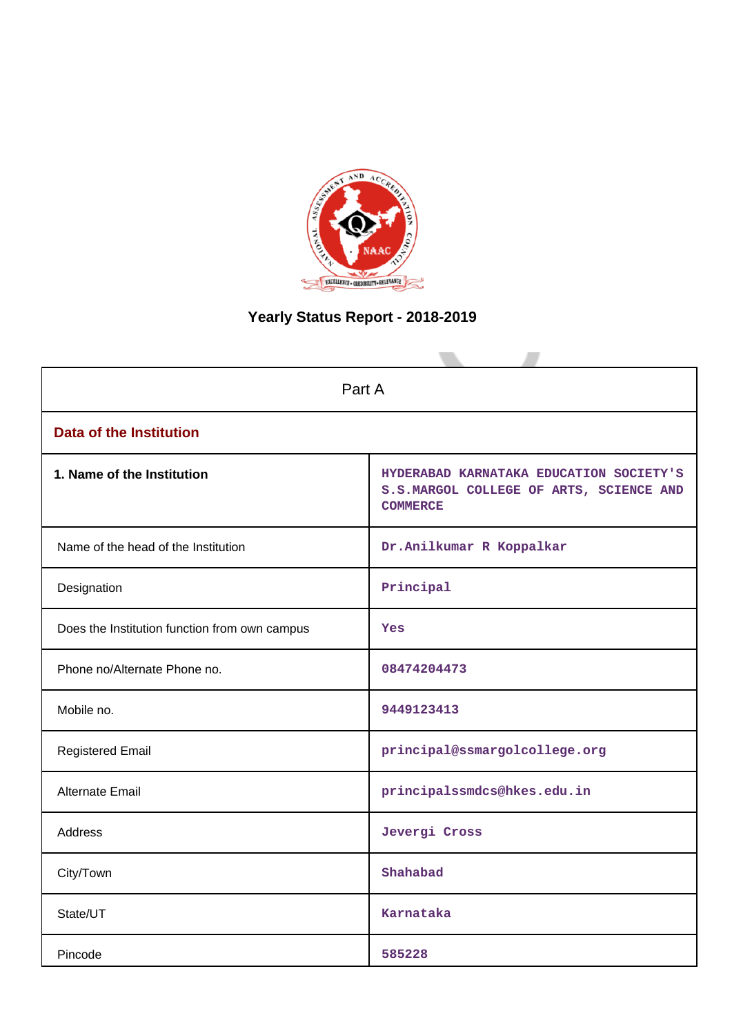# Yearly Status Report - 2018-2019

| Part A | |
|---|---|
| **Data of the Institution** | |
| **1. Name of the Institution** | HYDERABAD KARNATAKA EDUCATION SOCIETY'S S.S.MARGOL COLLEGE OF ARTS, SCIENCE AND COMMERCE |
| Name of the head of the Institution | Dr.Anilkumar R Koppalkar |
| Designation | Principal |
| Does the Institution function from own campus | Yes |
| Phone no/Alternate Phone no. | 08474204473 |
| Mobile no. | 9449123413 |
| Registered Email | principal@ssmargolcollege.org |
| Alternate Email | principalssmdcs@hkes.edu.in |
| Address | Jevergi Cross |
| City/Town | Shahabad |
| State/UT | Karnataka |
| Pincode | 585228 |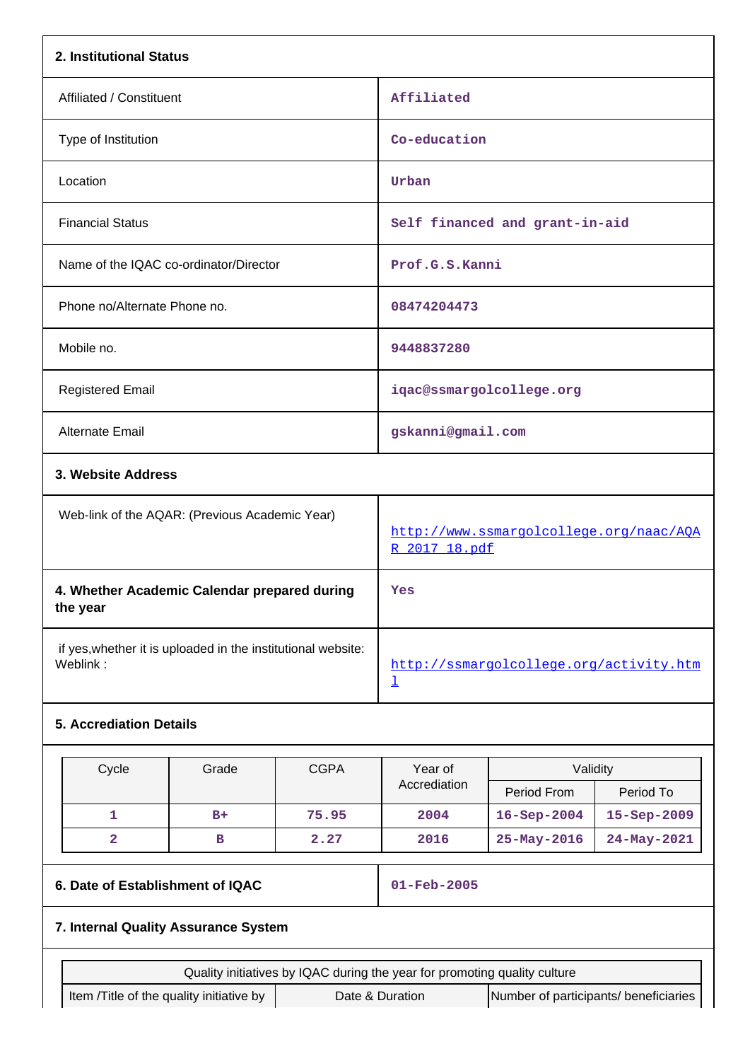## 2. Institutional Status

| | |
|---|---|
| Affiliated / Constituent | Affiliated |
| Type of Institution | Co-education |
| Location | Urban |
| Financial Status | Self financed and grant-in-aid |
| Name of the IQAC co-ordinator/Director | Prof.G.S.Kanni |
| Phone no/Alternate Phone no. | 08474204473 |
| Mobile no. | 9448837280 |
| Registered Email | iqac@ssmargolcollege.org |
| Alternate Email | gskanni@gmail.com |

## 3. Website Address

| | |
|---|---|
| Web-link of the AQAR: (Previous Academic Year) | http://www.ssmargolcollege.org/naac/AQAR_2017_18.pdf |
| **4. Whether Academic Calendar prepared during the year** | Yes |
| if yes,whether it is uploaded in the institutional website: Weblink : | http://ssmargolcollege.org/activity.html |

## 5. Accrediation Details

| Cycle | Grade | CGPA | Year of Accrediation | Validity | |
|---|---|---|---|---|---|
| | | | | Period From | Period To |
| 1 | B+ | 75.95 | 2004 | 16-Sep-2004 | 15-Sep-2009 |
| 2 | B | 2.27 | 2016 | 25-May-2016 | 24-May-2021 |

| | |
|---|---|
| **6. Date of Establishment of IQAC** | 01-Feb-2005 |

## 7. Internal Quality Assurance System

| Quality initiatives by IQAC during the year for promoting quality culture | | |
|---|---|---|
| Item /Title of the quality initiative by | Date & Duration | Number of participants/ beneficiaries |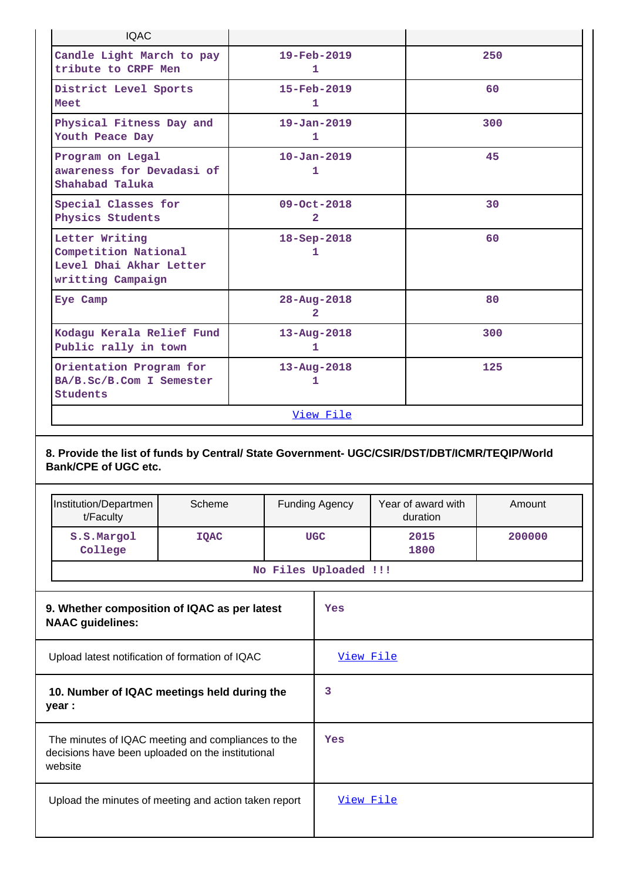| IQAC | | |
|---|---|---|
| Candle Light March to pay tribute to CRPF Men | 19-Feb-2019<br>1 | 250 |
| District Level Sports Meet | 15-Feb-2019<br>1 | 60 |
| Physical Fitness Day and Youth Peace Day | 19-Jan-2019<br>1 | 300 |
| Program on Legal awareness for Devadasi of Shahabad Taluka | 10-Jan-2019<br>1 | 45 |
| Special Classes for Physics Students | 09-Oct-2018<br>2 | 30 |
| Letter Writing Competition National Level Dhai Akhar Letter writting Campaign | 18-Sep-2018<br>1 | 60 |
| Eye Camp | 28-Aug-2018<br>2 | 80 |
| Kodagu Kerala Relief Fund Public rally in town | 13-Aug-2018<br>1 | 300 |
| Orientation Program for BA/B.Sc/B.Com I Semester Students | 13-Aug-2018<br>1 | 125 |
| View File | | |

**8. Provide the list of funds by Central/ State Government- UGC/CSIR/DST/DBT/ICMR/TEQIP/World Bank/CPE of UGC etc.**

| Institution/Department/Faculty | Scheme | Funding Agency | Year of award with duration | Amount |
|---|---|---|---|---|
| S.S.Margol College | IQAC | UGC | 2015<br>1800 | 200000 |
| No Files Uploaded !!! | | | | |

| | |
|---|---|
| **9. Whether composition of IQAC as per latest NAAC guidelines:** | Yes |
| Upload latest notification of formation of IQAC | View File |
| **10. Number of IQAC meetings held during the year :** | 3 |
| The minutes of IQAC meeting and compliances to the decisions have been uploaded on the institutional website | Yes |
| Upload the minutes of meeting and action taken report | View File |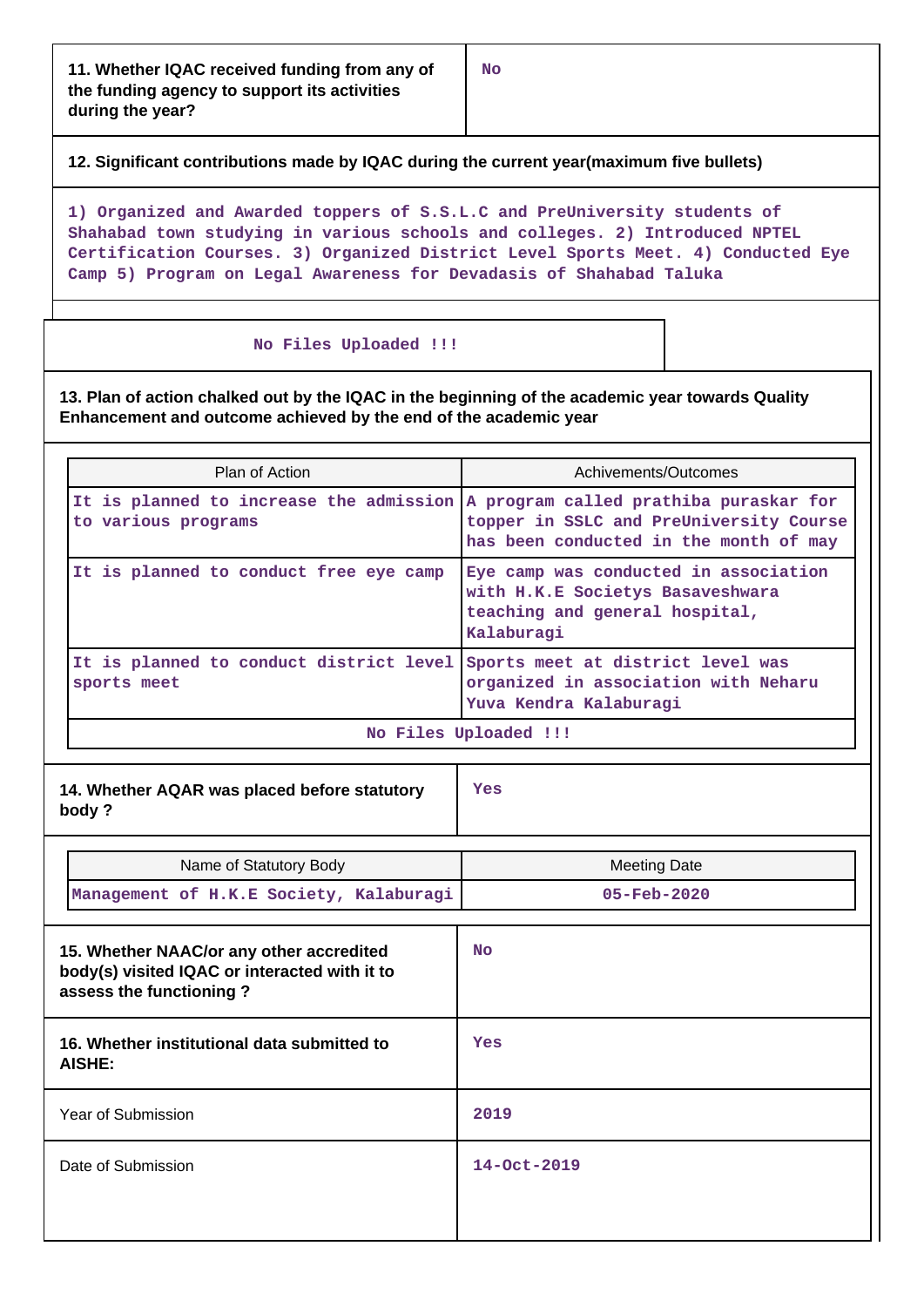| 11. Whether IQAC received funding from any of the funding agency to support its activities during the year? | No |
|---|---|

**12. Significant contributions made by IQAC during the current year(maximum five bullets)**

1) Organized and Awarded toppers of S.S.L.C and PreUniversity students of Shahabad town studying in various schools and colleges. 2) Introduced NPTEL Certification Courses. 3) Organized District Level Sports Meet. 4) Conducted Eye Camp 5) Program on Legal Awareness for Devadasis of Shahabad Taluka

No Files Uploaded !!!

**13. Plan of action chalked out by the IQAC in the beginning of the academic year towards Quality Enhancement and outcome achieved by the end of the academic year**

| Plan of Action | Achivements/Outcomes |
|---|---|
| It is planned to increase the admission to various programs | A program called prathiba puraskar for topper in SSLC and PreUniversity Course has been conducted in the month of may |
| It is planned to conduct free eye camp | Eye camp was conducted in association with H.K.E Societys Basaveshwara teaching and general hospital, Kalaburagi |
| It is planned to conduct district level sports meet | Sports meet at district level was organized in association with Neharu Yuva Kendra Kalaburagi |

No Files Uploaded !!!

| 14. Whether AQAR was placed before statutory body ? | Yes |
|---|---|

| Name of Statutory Body | Meeting Date |
|---|---|
| Management of H.K.E Society, Kalaburagi | 05-Feb-2020 |

| 15. Whether NAAC/or any other accredited body(s) visited IQAC or interacted with it to assess the functioning ? | No |
|---|---|
| **16. Whether institutional data submitted to AISHE:** | Yes |
| Year of Submission | 2019 |
| Date of Submission | 14-Oct-2019 |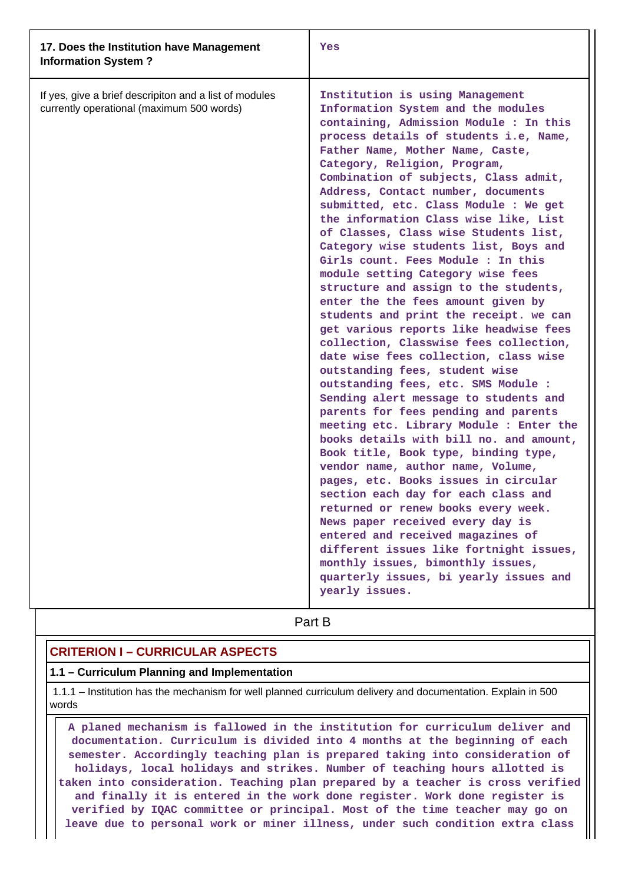| 17. Does the Institution have Management Information System ? | Yes |
|---|---|
| If yes, give a brief descripiton and a list of modules currently operational (maximum 500 words) | Institution is using Management Information System and the modules containing, Admission Module : In this process details of students i.e, Name, Father Name, Mother Name, Caste, Category, Religion, Program, Combination of subjects, Class admit, Address, Contact number, documents submitted, etc. Class Module : We get the information Class wise like, List of Classes, Class wise Students list, Category wise students list, Boys and Girls count. Fees Module : In this module setting Category wise fees structure and assign to the students, enter the the fees amount given by students and print the receipt. we can get various reports like headwise fees collection, Classwise fees collection, date wise fees collection, class wise outstanding fees, student wise outstanding fees, etc. SMS Module : Sending alert message to students and parents for fees pending and parents meeting etc. Library Module : Enter the books details with bill no. and amount, Book title, Book type, binding type, vendor name, author name, Volume, pages, etc. Books issues in circular section each day for each class and returned or renew books every week. News paper received every day is entered and received magazines of different issues like fortnight issues, monthly issues, bimonthly issues, quarterly issues, bi yearly issues and yearly issues. |

# Part B

## CRITERION I – CURRICULAR ASPECTS

### 1.1 – Curriculum Planning and Implementation

1.1.1 – Institution has the mechanism for well planned curriculum delivery and documentation. Explain in 500 words

A planed mechanism is fallowed in the institution for curriculum deliver and documentation. Curriculum is divided into 4 months at the beginning of each semester. Accordingly teaching plan is prepared taking into consideration of holidays, local holidays and strikes. Number of teaching hours allotted is taken into consideration. Teaching plan prepared by a teacher is cross verified and finally it is entered in the work done register. Work done register is verified by IQAC committee or principal. Most of the time teacher may go on leave due to personal work or miner illness, under such condition extra class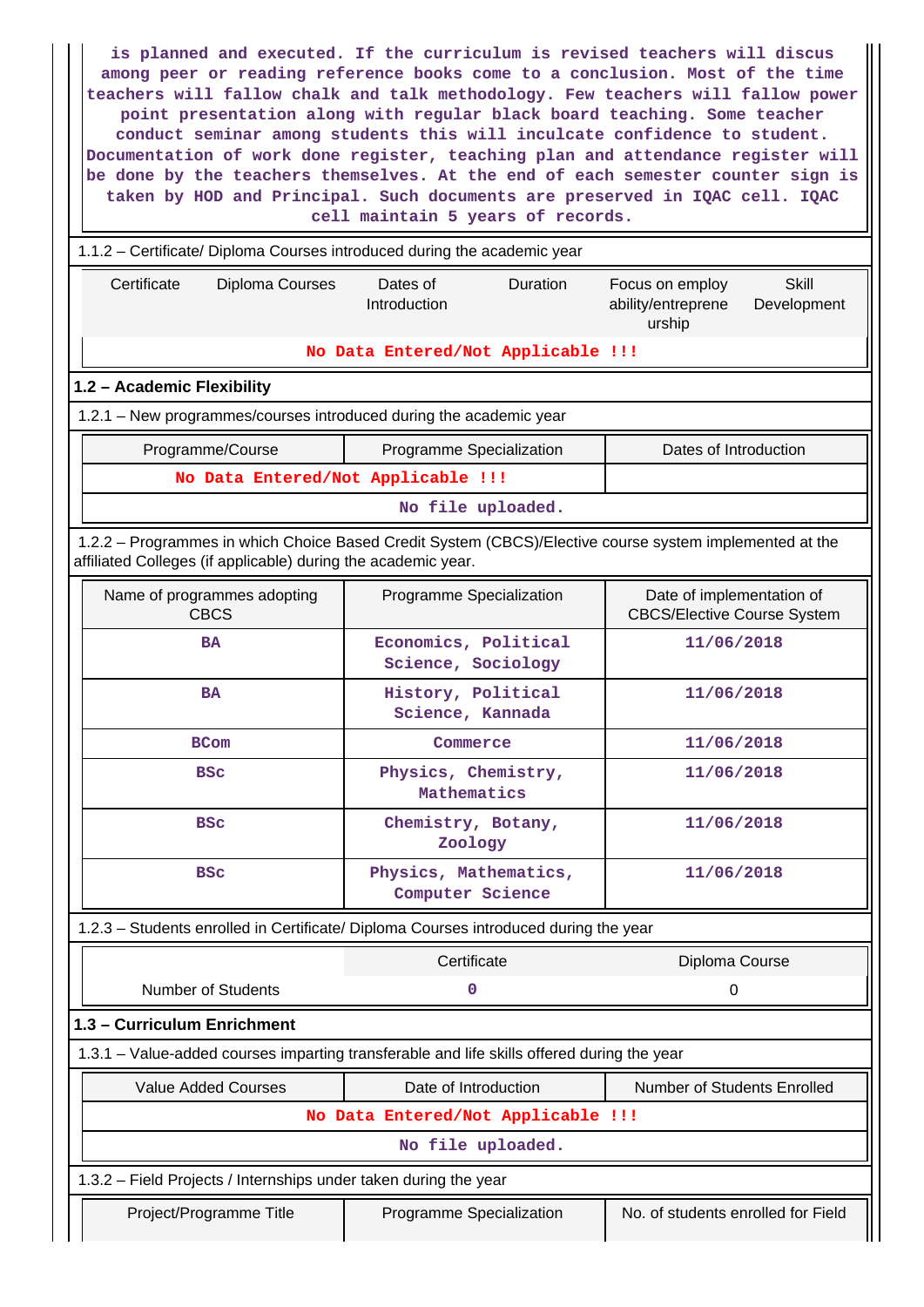is planned and executed. If the curriculum is revised teachers will discus among peer or reading reference books come to a conclusion. Most of the time teachers will fallow chalk and talk methodology. Few teachers will fallow power point presentation along with regular black board teaching. Some teacher conduct seminar among students this will inculcate confidence to student. Documentation of work done register, teaching plan and attendance register will be done by the teachers themselves. At the end of each semester counter sign is taken by HOD and Principal. Such documents are preserved in IQAC cell. IQAC cell maintain 5 years of records.

1.1.2 – Certificate/ Diploma Courses introduced during the academic year

| Certificate | Diploma Courses | Dates of Introduction | Duration | Focus on employ ability/entrepreneurship | Skill Development |
|---|---|---|---|---|---|
| No Data Entered/Not Applicable !!! | | | | | |

**1.2 – Academic Flexibility**

1.2.1 – New programmes/courses introduced during the academic year

| Programme/Course | Programme Specialization | Dates of Introduction |
|---|---|---|
| No Data Entered/Not Applicable !!! | | |
| No file uploaded. | | |

1.2.2 – Programmes in which Choice Based Credit System (CBCS)/Elective course system implemented at the affiliated Colleges (if applicable) during the academic year.

| Name of programmes adopting CBCS | Programme Specialization | Date of implementation of CBCS/Elective Course System |
|---|---|---|
| BA | Economics, Political Science, Sociology | 11/06/2018 |
| BA | History, Political Science, Kannada | 11/06/2018 |
| BCom | Commerce | 11/06/2018 |
| BSc | Physics, Chemistry, Mathematics | 11/06/2018 |
| BSc | Chemistry, Botany, Zoology | 11/06/2018 |
| BSc | Physics, Mathematics, Computer Science | 11/06/2018 |

1.2.3 – Students enrolled in Certificate/ Diploma Courses introduced during the year

| | Certificate | Diploma Course |
|---|---|---|
| Number of Students | 0 | 0 |

**1.3 – Curriculum Enrichment**

1.3.1 – Value-added courses imparting transferable and life skills offered during the year

| Value Added Courses | Date of Introduction | Number of Students Enrolled |
|---|---|---|
| No Data Entered/Not Applicable !!! | | |
| No file uploaded. | | |

1.3.2 – Field Projects / Internships under taken during the year

| Project/Programme Title | Programme Specialization | No. of students enrolled for Field |
|---|---|---|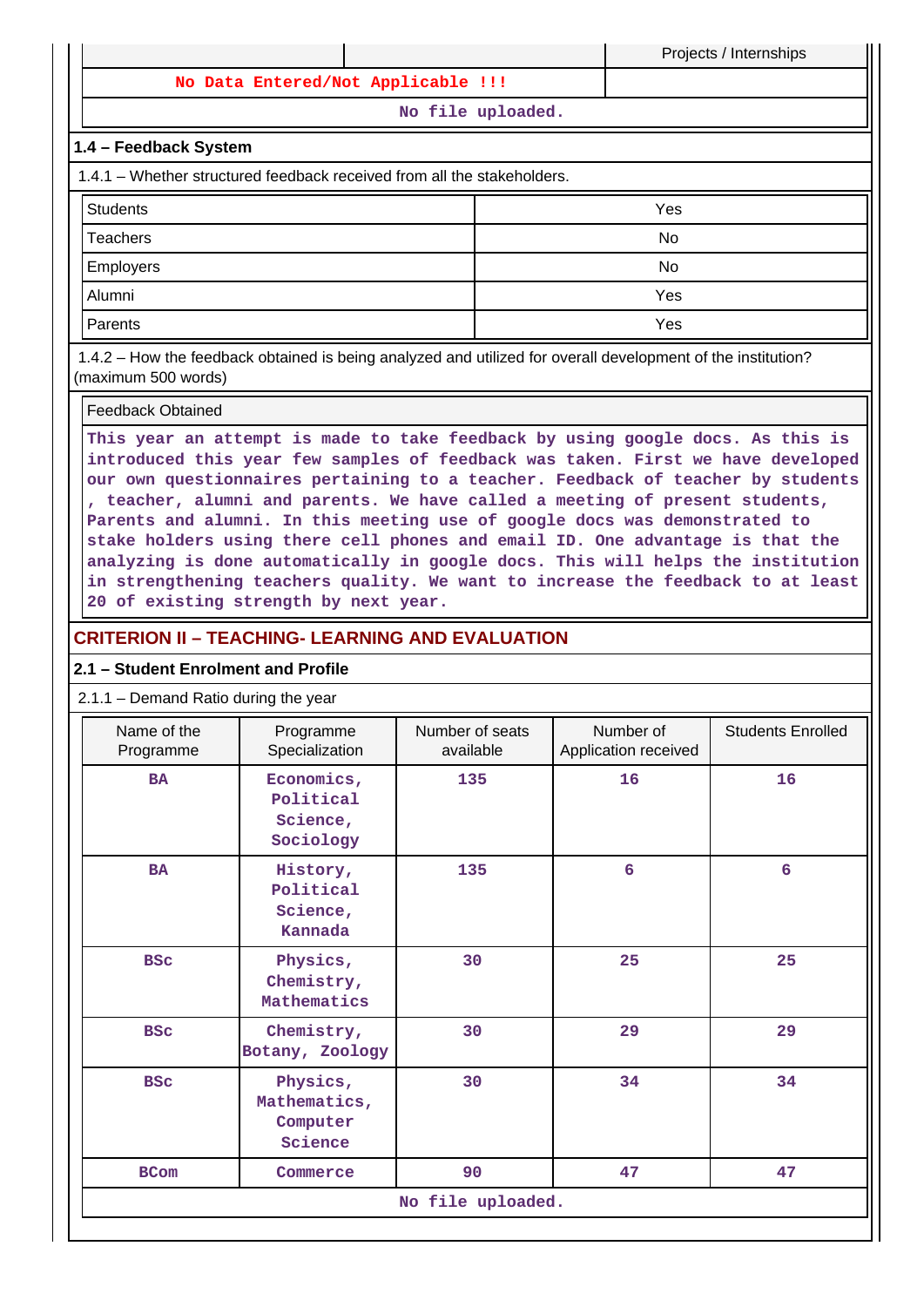| | | Projects / Internships |
|---|---|---|
| No Data Entered/Not Applicable !!! | | |
| No file uploaded. | | |

### 1.4 – Feedback System

1.4.1 – Whether structured feedback received from all the stakeholders.

| | |
|---|---|
| Students | Yes |
| Teachers | No |
| Employers | No |
| Alumni | Yes |
| Parents | Yes |

1.4.2 – How the feedback obtained is being analyzed and utilized for overall development of the institution? (maximum 500 words)

| Feedback Obtained |
|---|
| This year an attempt is made to take feedback by using google docs. As this is introduced this year few samples of feedback was taken. First we have developed our own questionnaires pertaining to a teacher. Feedback of teacher by students , teacher, alumni and parents. We have called a meeting of present students, Parents and alumni. In this meeting use of google docs was demonstrated to stake holders using there cell phones and email ID. One advantage is that the analyzing is done automatically in google docs. This will helps the institution in strengthening teachers quality. We want to increase the feedback to at least 20 of existing strength by next year. |

## CRITERION II – TEACHING- LEARNING AND EVALUATION

### 2.1 – Student Enrolment and Profile

2.1.1 – Demand Ratio during the year

| Name of the Programme | Programme Specialization | Number of seats available | Number of Application received | Students Enrolled |
|---|---|---|---|---|
| BA | Economics, Political Science, Sociology | 135 | 16 | 16 |
| BA | History, Political Science, Kannada | 135 | 6 | 6 |
| BSc | Physics, Chemistry, Mathematics | 30 | 25 | 25 |
| BSc | Chemistry, Botany, Zoology | 30 | 29 | 29 |
| BSc | Physics, Mathematics, Computer Science | 30 | 34 | 34 |
| BCom | Commerce | 90 | 47 | 47 |
| No file uploaded. | | | | |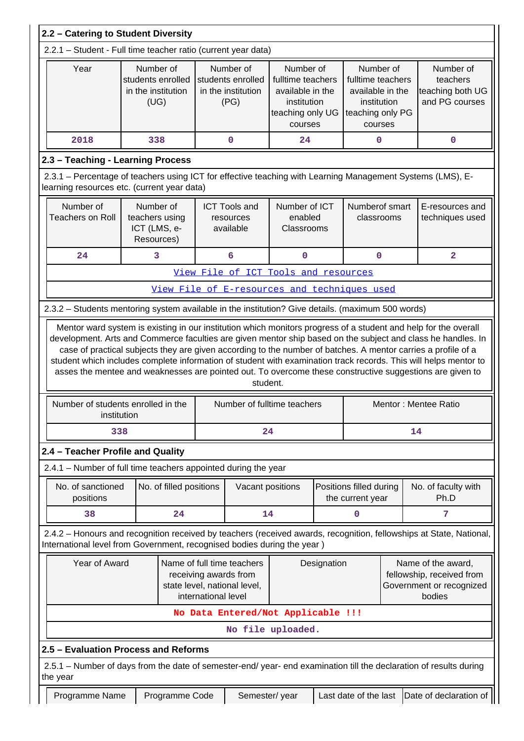## 2.2 – Catering to Student Diversity

2.2.1 – Student - Full time teacher ratio (current year data)

| Year | Number of students enrolled in the institution (UG) | Number of students enrolled in the institution (PG) | Number of fulltime teachers available in the institution teaching only UG courses | Number of fulltime teachers available in the institution teaching only PG courses | Number of teachers teaching both UG and PG courses |
|---|---|---|---|---|---|
| 2018 | 338 | 0 | 24 | 0 | 0 |

## 2.3 – Teaching - Learning Process

2.3.1 – Percentage of teachers using ICT for effective teaching with Learning Management Systems (LMS), E-learning resources etc. (current year data)

| Number of Teachers on Roll | Number of teachers using ICT (LMS, e-Resources) | ICT Tools and resources available | Number of ICT enabled Classrooms | Numberof smart classrooms | E-resources and techniques used |
|---|---|---|---|---|---|
| 24 | 3 | 6 | 0 | 0 | 2 |

View File of ICT Tools and resources

View File of E-resources and techniques used

2.3.2 – Students mentoring system available in the institution? Give details. (maximum 500 words)

Mentor ward system is existing in our institution which monitors progress of a student and help for the overall development. Arts and Commerce faculties are given mentor ship based on the subject and class he handles. In case of practical subjects they are given according to the number of batches. A mentor carries a profile of a student which includes complete information of student with examination track records. This will helps mentor to asses the mentee and weaknesses are pointed out. To overcome these constructive suggestions are given to student.

| Number of students enrolled in the institution | Number of fulltime teachers | Mentor : Mentee Ratio |
|---|---|---|
| 338 | 24 | 14 |

## 2.4 – Teacher Profile and Quality

2.4.1 – Number of full time teachers appointed during the year

| No. of sanctioned positions | No. of filled positions | Vacant positions | Positions filled during the current year | No. of faculty with Ph.D |
|---|---|---|---|---|
| 38 | 24 | 14 | 0 | 7 |

2.4.2 – Honours and recognition received by teachers (received awards, recognition, fellowships at State, National, International level from Government, recognised bodies during the year )

| Year of Award | Name of full time teachers receiving awards from state level, national level, international level | Designation | Name of the award, fellowship, received from Government or recognized bodies |
|---|---|---|---|
| No Data Entered/Not Applicable !!! | | | |

No file uploaded.

## 2.5 – Evaluation Process and Reforms

2.5.1 – Number of days from the date of semester-end/ year- end examination till the declaration of results during the year

| Programme Name | Programme Code | Semester/ year | Last date of the last | Date of declaration of |
|---|---|---|---|---|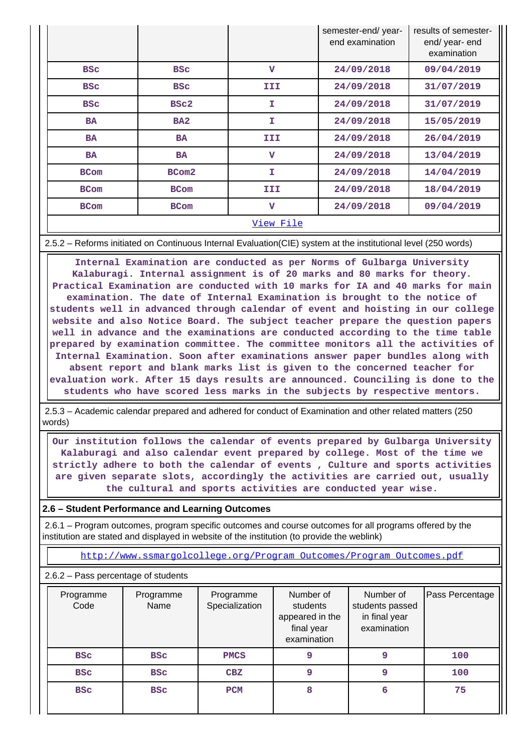| | | | semester-end/ year-end examination | results of semester-end/ year- end examination |
|---|---|---|---|---|
| BSc | BSc | V | 24/09/2018 | 09/04/2019 |
| BSc | BSc | III | 24/09/2018 | 31/07/2019 |
| BSc | BSc2 | I | 24/09/2018 | 31/07/2019 |
| BA | BA2 | I | 24/09/2018 | 15/05/2019 |
| BA | BA | III | 24/09/2018 | 26/04/2019 |
| BA | BA | V | 24/09/2018 | 13/04/2019 |
| BCom | BCom2 | I | 24/09/2018 | 14/04/2019 |
| BCom | BCom | III | 24/09/2018 | 18/04/2019 |
| BCom | BCom | V | 24/09/2018 | 09/04/2019 |

View File

2.5.2 – Reforms initiated on Continuous Internal Evaluation(CIE) system at the institutional level (250 words)

Internal Examination are conducted as per Norms of Gulbarga University Kalaburagi. Internal assignment is of 20 marks and 80 marks for theory. Practical Examination are conducted with 10 marks for IA and 40 marks for main examination. The date of Internal Examination is brought to the notice of students well in advanced through calendar of event and hoisting in our college website and also Notice Board. The subject teacher prepare the question papers well in advance and the examinations are conducted according to the time table prepared by examination committee. The committee monitors all the activities of Internal Examination. Soon after examinations answer paper bundles along with absent report and blank marks list is given to the concerned teacher for evaluation work. After 15 days results are announced. Counciling is done to the students who have scored less marks in the subjects by respective mentors.

2.5.3 – Academic calendar prepared and adhered for conduct of Examination and other related matters (250 words)

Our institution follows the calendar of events prepared by Gulbarga University Kalaburagi and also calendar event prepared by college. Most of the time we strictly adhere to both the calendar of events , Culture and sports activities are given separate slots, accordingly the activities are carried out, usually the cultural and sports activities are conducted year wise.

**2.6 – Student Performance and Learning Outcomes**

2.6.1 – Program outcomes, program specific outcomes and course outcomes for all programs offered by the institution are stated and displayed in website of the institution (to provide the weblink)

http://www.ssmargolcollege.org/Program_Outcomes/Program_Outcomes.pdf

2.6.2 – Pass percentage of students

| Programme Code | Programme Name | Programme Specialization | Number of students appeared in the final year examination | Number of students passed in final year examination | Pass Percentage |
|---|---|---|---|---|---|
| BSc | BSc | PMCS | 9 | 9 | 100 |
| BSc | BSc | CBZ | 9 | 9 | 100 |
| BSc | BSc | PCM | 8 | 6 | 75 |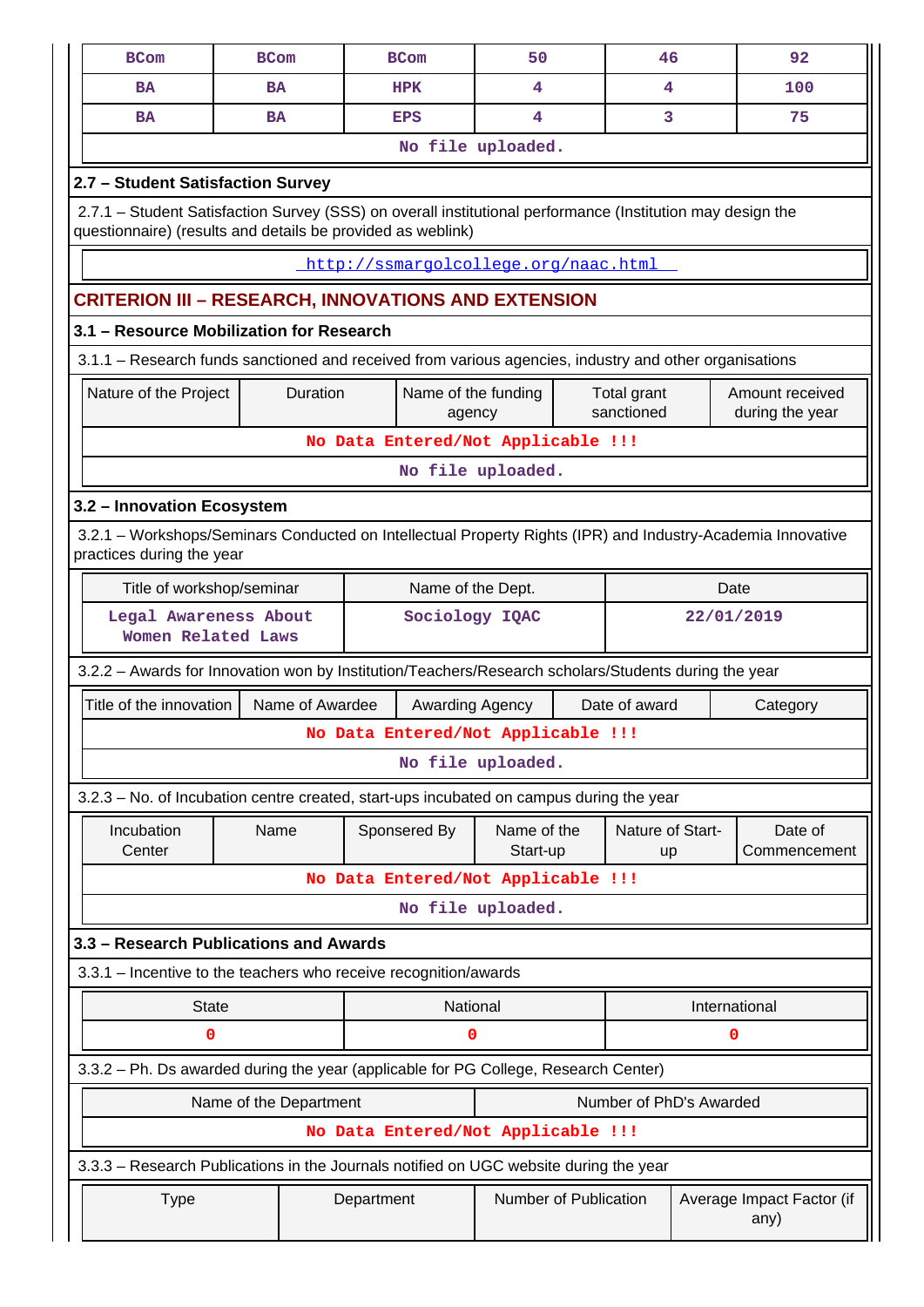| BCom | BCom | BCom | 50 | 46 | 92 |
|---|---|---|---|---|---|
| BA | BA | HPK | 4 | 4 | 100 |
| BA | BA | EPS | 4 | 3 | 75 |

No file uploaded.

### 2.7 – Student Satisfaction Survey

2.7.1 – Student Satisfaction Survey (SSS) on overall institutional performance (Institution may design the questionnaire) (results and details be provided as weblink)

http://ssmargolcollege.org/naac.html

## CRITERION III – RESEARCH, INNOVATIONS AND EXTENSION

### 3.1 – Resource Mobilization for Research

3.1.1 – Research funds sanctioned and received from various agencies, industry and other organisations

| Nature of the Project | Duration | Name of the funding agency | Total grant sanctioned | Amount received during the year |
|---|---|---|---|---|
| No Data Entered/Not Applicable !!! | | | | |

No file uploaded.

### 3.2 – Innovation Ecosystem

3.2.1 – Workshops/Seminars Conducted on Intellectual Property Rights (IPR) and Industry-Academia Innovative practices during the year

| Title of workshop/seminar | Name of the Dept. | Date |
|---|---|---|
| Legal Awareness About Women Related Laws | Sociology IQAC | 22/01/2019 |

3.2.2 – Awards for Innovation won by Institution/Teachers/Research scholars/Students during the year

| Title of the innovation | Name of Awardee | Awarding Agency | Date of award | Category |
|---|---|---|---|---|
| No Data Entered/Not Applicable !!! | | | | |

No file uploaded.

3.2.3 – No. of Incubation centre created, start-ups incubated on campus during the year

| Incubation Center | Name | Sponsered By | Name of the Start-up | Nature of Start-up | Date of Commencement |
|---|---|---|---|---|---|
| No Data Entered/Not Applicable !!! | | | | | |

No file uploaded.

### 3.3 – Research Publications and Awards

3.3.1 – Incentive to the teachers who receive recognition/awards

| State | National | International |
|---|---|---|
| 0 | 0 | 0 |

3.3.2 – Ph. Ds awarded during the year (applicable for PG College, Research Center)

| Name of the Department | Number of PhD's Awarded |
|---|---|
| No Data Entered/Not Applicable !!! | |

3.3.3 – Research Publications in the Journals notified on UGC website during the year

| Type | Department | Number of Publication | Average Impact Factor (if any) |
|---|---|---|---|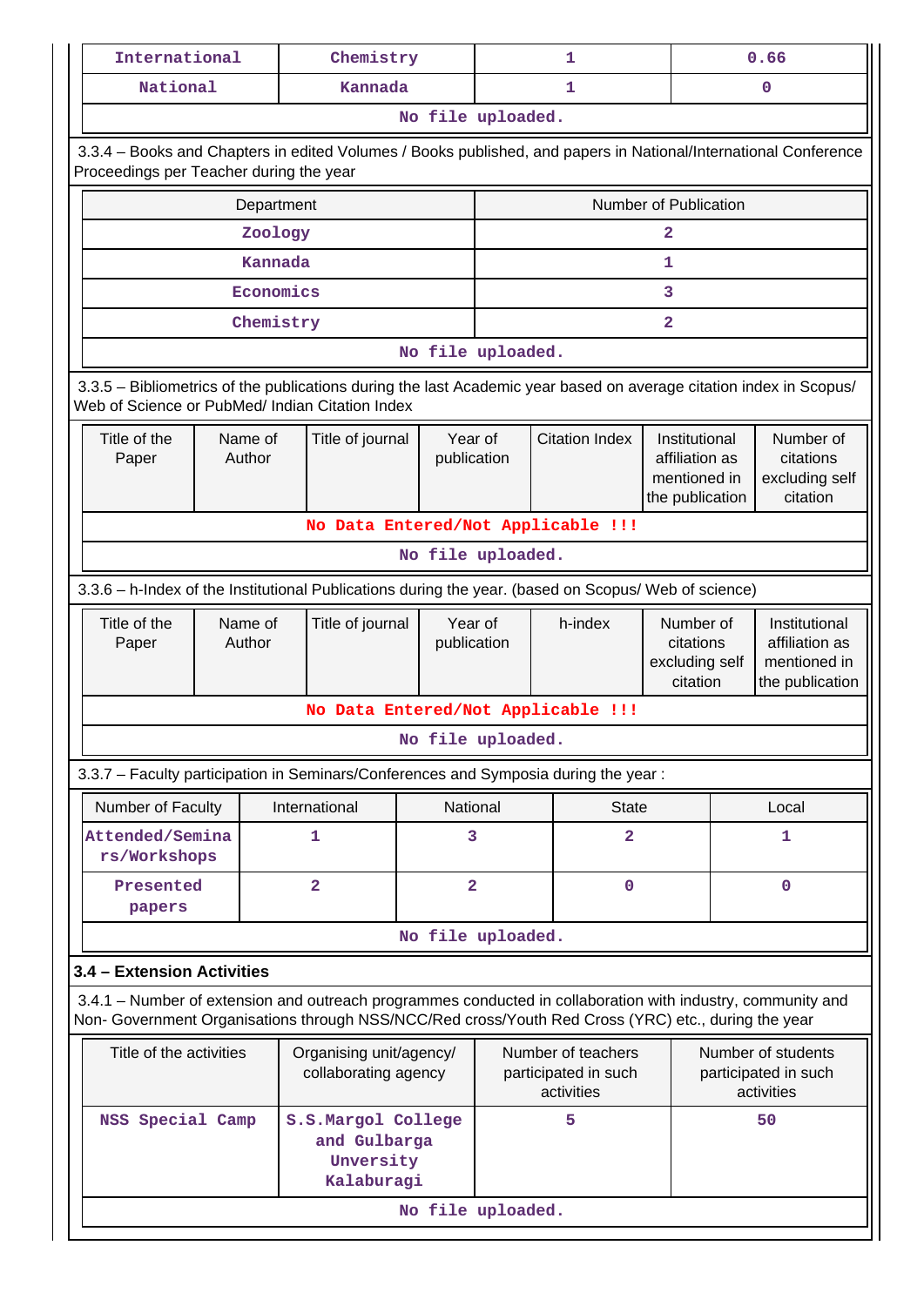| International | Chemistry | 1 | 0.66 |
|---|---|---|---|
| National | Kannada | 1 | 0 |
| No file uploaded. | | | |

3.3.4 – Books and Chapters in edited Volumes / Books published, and papers in National/International Conference Proceedings per Teacher during the year

| Department | Number of Publication |
|---|---|
| Zoology | 2 |
| Kannada | 1 |
| Economics | 3 |
| Chemistry | 2 |
| No file uploaded. | |

3.3.5 – Bibliometrics of the publications during the last Academic year based on average citation index in Scopus/ Web of Science or PubMed/ Indian Citation Index

| Title of the Paper | Name of Author | Title of journal | Year of publication | Citation Index | Institutional affiliation as mentioned in the publication | Number of citations excluding self citation |
|---|---|---|---|---|---|---|
| No Data Entered/Not Applicable !!! | | | | | | |
| No file uploaded. | | | | | | |

3.3.6 – h-Index of the Institutional Publications during the year. (based on Scopus/ Web of science)

| Title of the Paper | Name of Author | Title of journal | Year of publication | h-index | Number of citations excluding self citation | Institutional affiliation as mentioned in the publication |
|---|---|---|---|---|---|---|
| No Data Entered/Not Applicable !!! | | | | | | |
| No file uploaded. | | | | | | |

3.3.7 – Faculty participation in Seminars/Conferences and Symposia during the year :

| Number of Faculty | International | National | State | Local |
|---|---|---|---|---|
| Attended/Seminars/Workshops | 1 | 3 | 2 | 1 |
| Presented papers | 2 | 2 | 0 | 0 |
| No file uploaded. | | | | |

### 3.4 – Extension Activities

3.4.1 – Number of extension and outreach programmes conducted in collaboration with industry, community and Non- Government Organisations through NSS/NCC/Red cross/Youth Red Cross (YRC) etc., during the year

| Title of the activities | Organising unit/agency/ collaborating agency | Number of teachers participated in such activities | Number of students participated in such activities |
|---|---|---|---|
| NSS Special Camp | S.S.Margol College and Gulbarga Unversity Kalaburagi | 5 | 50 |
| No file uploaded. | | | |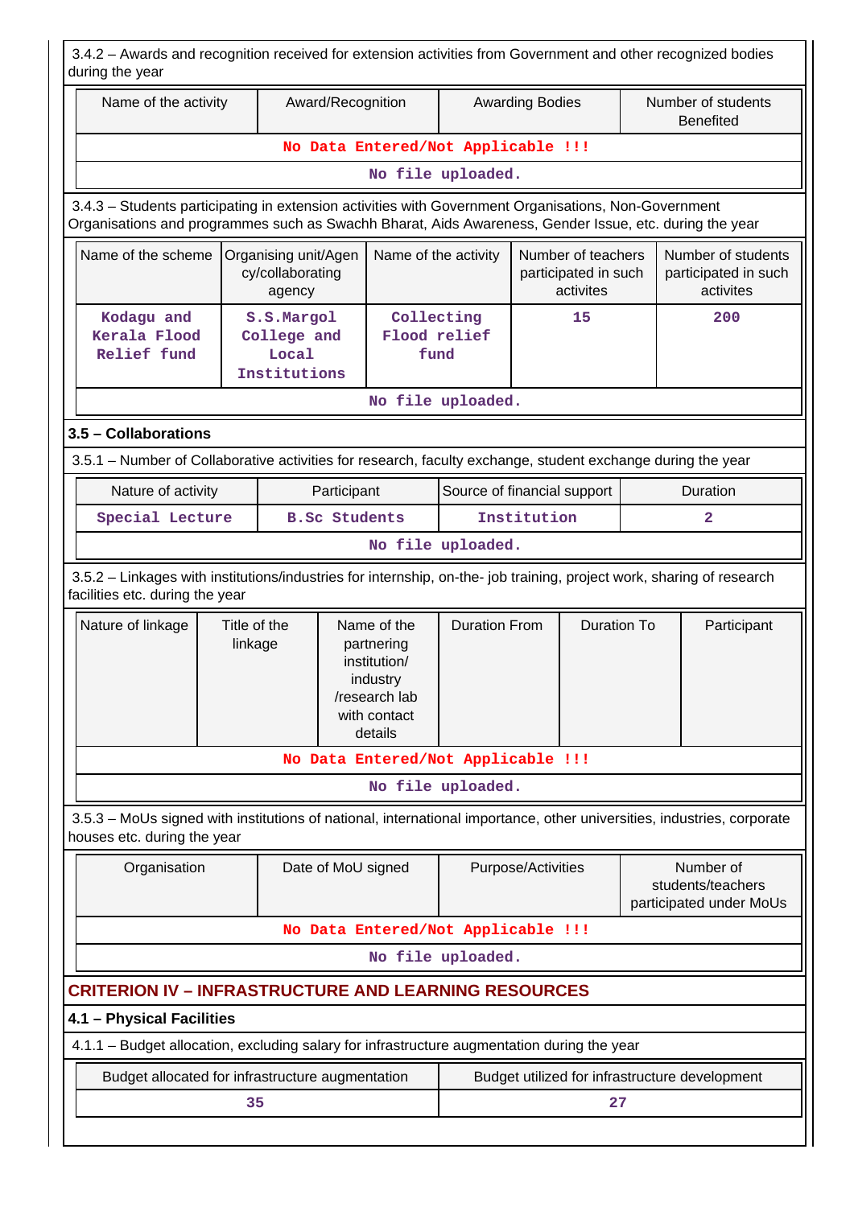3.4.2 – Awards and recognition received for extension activities from Government and other recognized bodies during the year

| Name of the activity | Award/Recognition | Awarding Bodies | Number of students Benefited |
|---|---|---|---|
| No Data Entered/Not Applicable !!! | | | |
| No file uploaded. | | | |

3.4.3 – Students participating in extension activities with Government Organisations, Non-Government Organisations and programmes such as Swachh Bharat, Aids Awareness, Gender Issue, etc. during the year

| Name of the scheme | Organising unit/Agency/collaborating agency | Name of the activity | Number of teachers participated in such activites | Number of students participated in such activites |
|---|---|---|---|---|
| Kodagu and Kerala Flood Relief fund | S.S.Margol College and Local Institutions | Collecting Flood relief fund | 15 | 200 |
| No file uploaded. | | | | |

## 3.5 – Collaborations

3.5.1 – Number of Collaborative activities for research, faculty exchange, student exchange during the year

| Nature of activity | Participant | Source of financial support | Duration |
|---|---|---|---|
| Special Lecture | B.Sc Students | Institution | 2 |
| No file uploaded. | | | |

3.5.2 – Linkages with institutions/industries for internship, on-the- job training, project work, sharing of research facilities etc. during the year

| Nature of linkage | Title of the linkage | Name of the partnering institution/ industry /research lab with contact details | Duration From | Duration To | Participant |
|---|---|---|---|---|---|
| No Data Entered/Not Applicable !!! | | | | | |
| No file uploaded. | | | | | |

3.5.3 – MoUs signed with institutions of national, international importance, other universities, industries, corporate houses etc. during the year

| Organisation | Date of MoU signed | Purpose/Activities | Number of students/teachers participated under MoUs |
|---|---|---|---|
| No Data Entered/Not Applicable !!! | | | |
| No file uploaded. | | | |

## CRITERION IV – INFRASTRUCTURE AND LEARNING RESOURCES

### 4.1 – Physical Facilities

4.1.1 – Budget allocation, excluding salary for infrastructure augmentation during the year

| Budget allocated for infrastructure augmentation | Budget utilized for infrastructure development |
|---|---|
| 35 | 27 |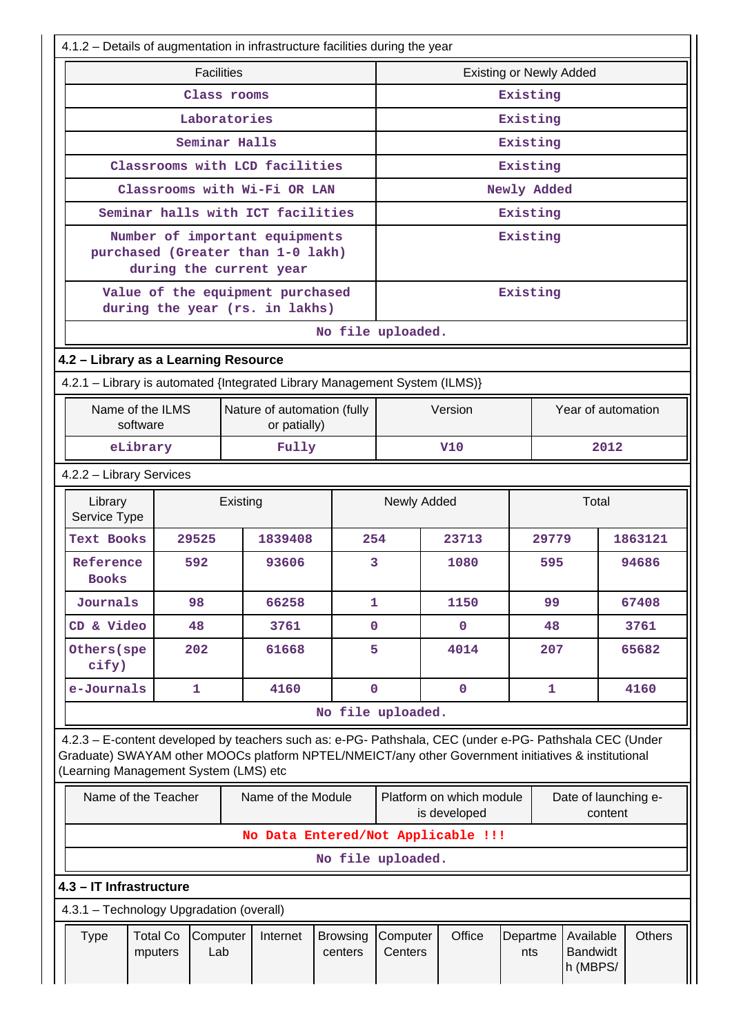4.1.2 – Details of augmentation in infrastructure facilities during the year

| Facilities | Existing or Newly Added |
| --- | --- |
| Class rooms | Existing |
| Laboratories | Existing |
| Seminar Halls | Existing |
| Classrooms with LCD facilities | Existing |
| Classrooms with Wi-Fi OR LAN | Newly Added |
| Seminar halls with ICT facilities | Existing |
| Number of important equipments purchased (Greater than 1-0 lakh) during the current year | Existing |
| Value of the equipment purchased during the year (rs. in lakhs) | Existing |

No file uploaded.

## 4.2 – Library as a Learning Resource

4.2.1 – Library is automated {Integrated Library Management System (ILMS)}

| Name of the ILMS software | Nature of automation (fully or patially) | Version | Year of automation |
| --- | --- | --- | --- |
| eLibrary | Fully | V10 | 2012 |

4.2.2 – Library Services

| Library Service Type | Existing | | Newly Added | | Total | |
| --- | --- | --- | --- | --- | --- | --- |
| Text Books | 29525 | 1839408 | 254 | 23713 | 29779 | 1863121 |
| Reference Books | 592 | 93606 | 3 | 1080 | 595 | 94686 |
| Journals | 98 | 66258 | 1 | 1150 | 99 | 67408 |
| CD & Video | 48 | 3761 | 0 | 0 | 48 | 3761 |
| Others(specify) | 202 | 61668 | 5 | 4014 | 207 | 65682 |
| e-Journals | 1 | 4160 | 0 | 0 | 1 | 4160 |

No file uploaded.

4.2.3 – E-content developed by teachers such as: e-PG- Pathshala, CEC (under e-PG- Pathshala CEC (Under Graduate) SWAYAM other MOOCs platform NPTEL/NMEICT/any other Government initiatives & institutional (Learning Management System (LMS) etc

| Name of the Teacher | Name of the Module | Platform on which module is developed | Date of launching e-content |
| --- | --- | --- | --- |
| No Data Entered/Not Applicable !!! | | | |

No file uploaded.

## 4.3 – IT Infrastructure

4.3.1 – Technology Upgradation (overall)

| Type | Total Computers | Computer Lab | Internet | Browsing centers | Computer Centers | Office | Departments | Available Bandwidth (MBPS/ | Others |
| --- | --- | --- | --- | --- | --- | --- | --- | --- | --- |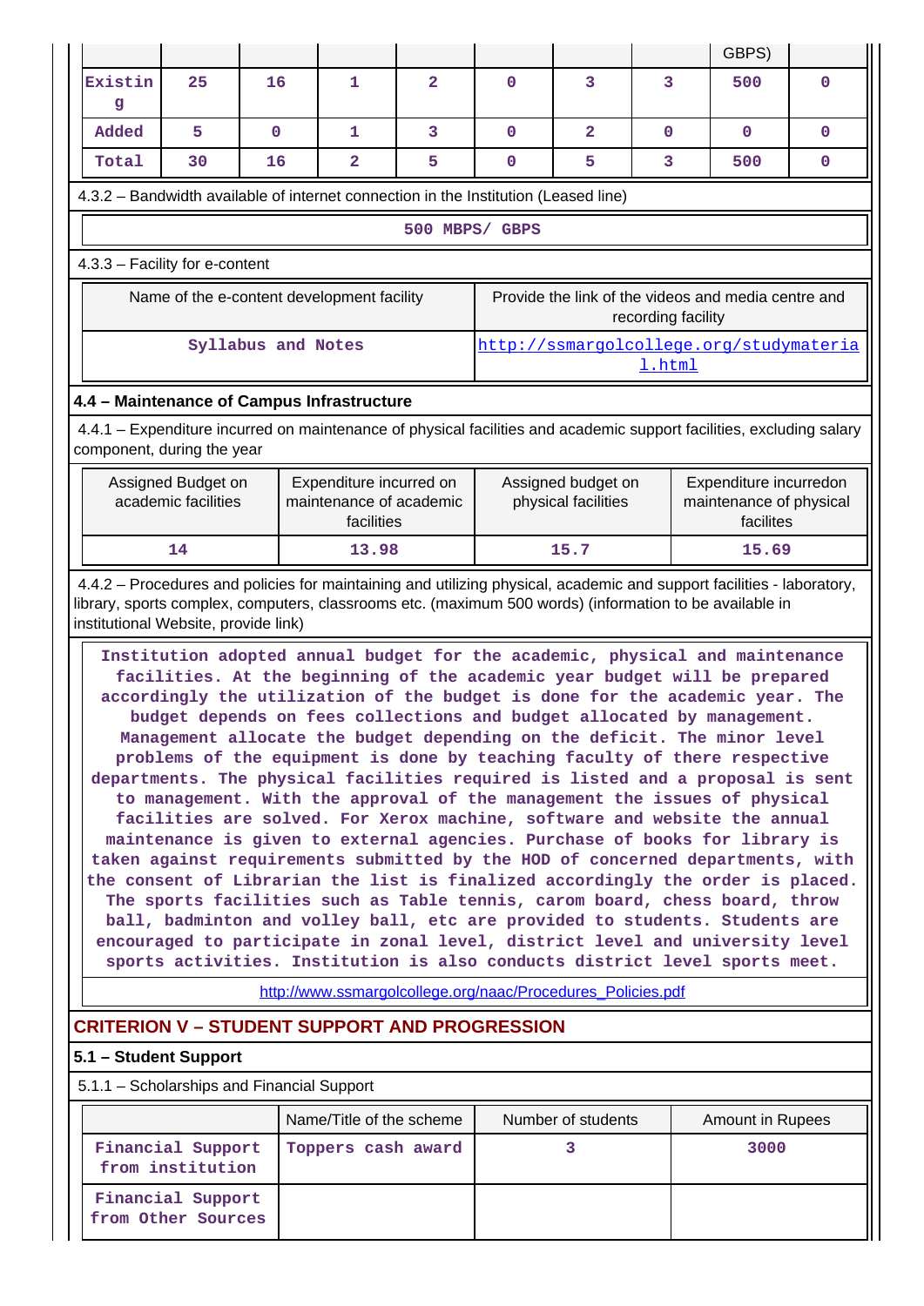| | | | | | | | | GBPS) | |
|---|---|---|---|---|---|---|---|---|---|
| Existing | 25 | 16 | 1 | 2 | 0 | 3 | 3 | 500 | 0 |
| Added | 5 | 0 | 1 | 3 | 0 | 2 | 0 | 0 | 0 |
| Total | 30 | 16 | 2 | 5 | 0 | 5 | 3 | 500 | 0 |

4.3.2 – Bandwidth available of internet connection in the Institution (Leased line)

500 MBPS/ GBPS

4.3.3 – Facility for e-content

| Name of the e-content development facility | Provide the link of the videos and media centre and recording facility |
|---|---|
| Syllabus and Notes | http://ssmargolcollege.org/studymaterial.html |

### 4.4 – Maintenance of Campus Infrastructure

4.4.1 – Expenditure incurred on maintenance of physical facilities and academic support facilities, excluding salary component, during the year

| Assigned Budget on academic facilities | Expenditure incurred on maintenance of academic facilities | Assigned budget on physical facilities | Expenditure incurredon maintenance of physical facilites |
|---|---|---|---|
| 14 | 13.98 | 15.7 | 15.69 |

4.4.2 – Procedures and policies for maintaining and utilizing physical, academic and support facilities - laboratory, library, sports complex, computers, classrooms etc. (maximum 500 words) (information to be available in institutional Website, provide link)

Institution adopted annual budget for the academic, physical and maintenance facilities. At the beginning of the academic year budget will be prepared accordingly the utilization of the budget is done for the academic year. The budget depends on fees collections and budget allocated by management. Management allocate the budget depending on the deficit. The minor level problems of the equipment is done by teaching faculty of there respective departments. The physical facilities required is listed and a proposal is sent to management. With the approval of the management the issues of physical facilities are solved. For Xerox machine, software and website the annual maintenance is given to external agencies. Purchase of books for library is taken against requirements submitted by the HOD of concerned departments, with the consent of Librarian the list is finalized accordingly the order is placed. The sports facilities such as Table tennis, carom board, chess board, throw ball, badminton and volley ball, etc are provided to students. Students are encouraged to participate in zonal level, district level and university level sports activities. Institution is also conducts district level sports meet.

http://www.ssmargolcollege.org/naac/Procedures_Policies.pdf

## CRITERION V – STUDENT SUPPORT AND PROGRESSION

### 5.1 – Student Support

5.1.1 – Scholarships and Financial Support

| | Name/Title of the scheme | Number of students | Amount in Rupees |
|---|---|---|---|
| Financial Support from institution | Toppers cash award | 3 | 3000 |
| Financial Support from Other Sources | | | |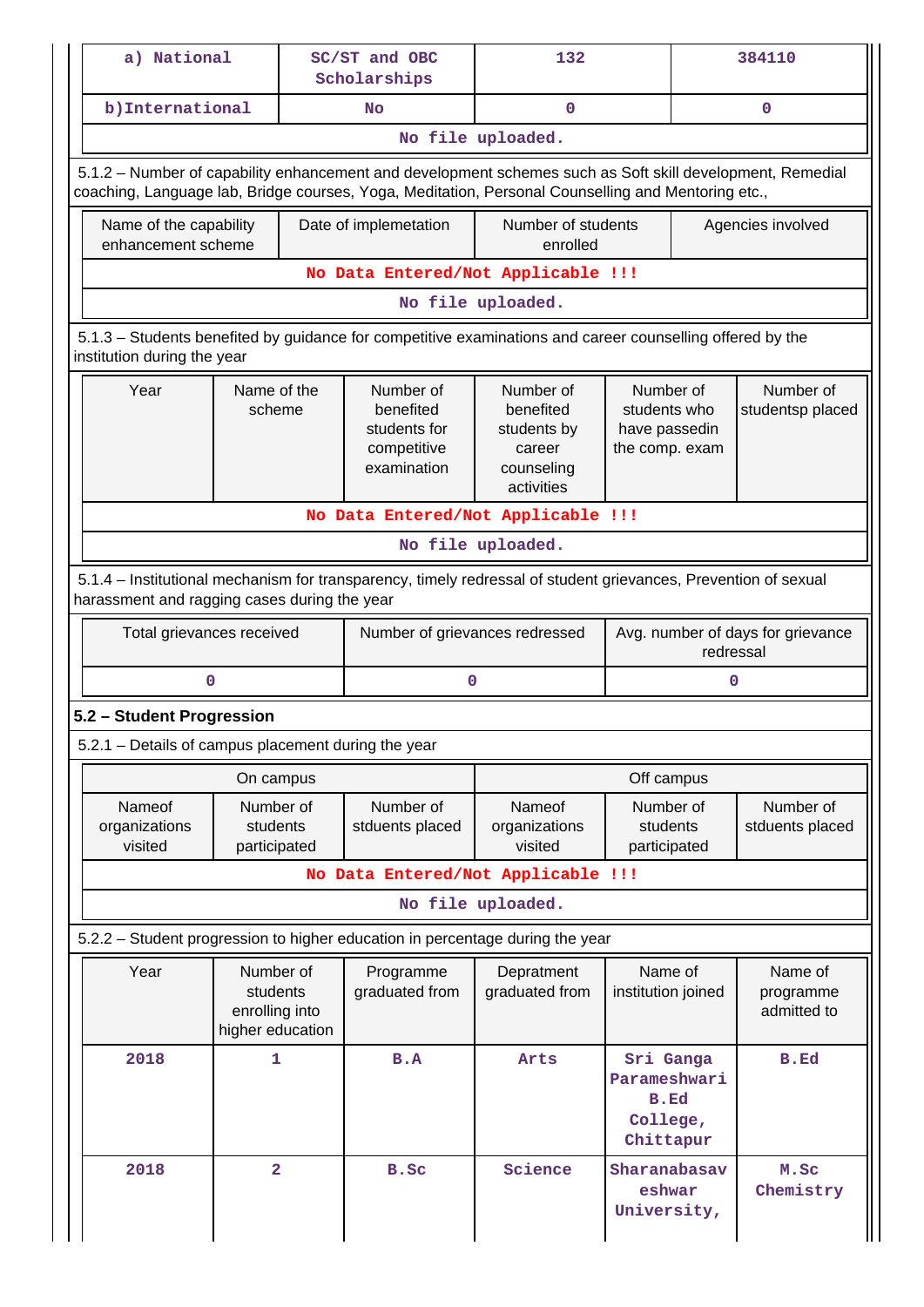| a) National | SC/ST and OBC Scholarships | 132 | 384110 |
|---|---|---|---|
| b)International | No | 0 | 0 |
| No file uploaded. | | | |

5.1.2 – Number of capability enhancement and development schemes such as Soft skill development, Remedial coaching, Language lab, Bridge courses, Yoga, Meditation, Personal Counselling and Mentoring etc.,

| Name of the capability enhancement scheme | Date of implemetation | Number of students enrolled | Agencies involved |
|---|---|---|---|
| No Data Entered/Not Applicable !!! | | | |
| No file uploaded. | | | |

5.1.3 – Students benefited by guidance for competitive examinations and career counselling offered by the institution during the year

| Year | Name of the scheme | Number of benefited students for competitive examination | Number of benefited students by career counseling activities | Number of students who have passedin the comp. exam | Number of studentsp placed |
|---|---|---|---|---|---|
| No Data Entered/Not Applicable !!! | | | | | |
| No file uploaded. | | | | | |

5.1.4 – Institutional mechanism for transparency, timely redressal of student grievances, Prevention of sexual harassment and ragging cases during the year

| Total grievances received | Number of grievances redressed | Avg. number of days for grievance redressal |
|---|---|---|
| 0 | 0 | 0 |

**5.2 – Student Progression**

5.2.1 – Details of campus placement during the year

| On campus | | | Off campus | | |
|---|---|---|---|---|---|
| Nameof organizations visited | Number of students participated | Number of stduents placed | Nameof organizations visited | Number of students participated | Number of stduents placed |
| No Data Entered/Not Applicable !!! | | | | | |
| No file uploaded. | | | | | |

5.2.2 – Student progression to higher education in percentage during the year

| Year | Number of students enrolling into higher education | Programme graduated from | Depratment graduated from | Name of institution joined | Name of programme admitted to |
|---|---|---|---|---|---|
| 2018 | 1 | B.A | Arts | Sri Ganga Parameshwari B.Ed College, Chittapur | B.Ed |
| 2018 | 2 | B.Sc | Science | Sharanabasaveshwar University, | M.Sc Chemistry |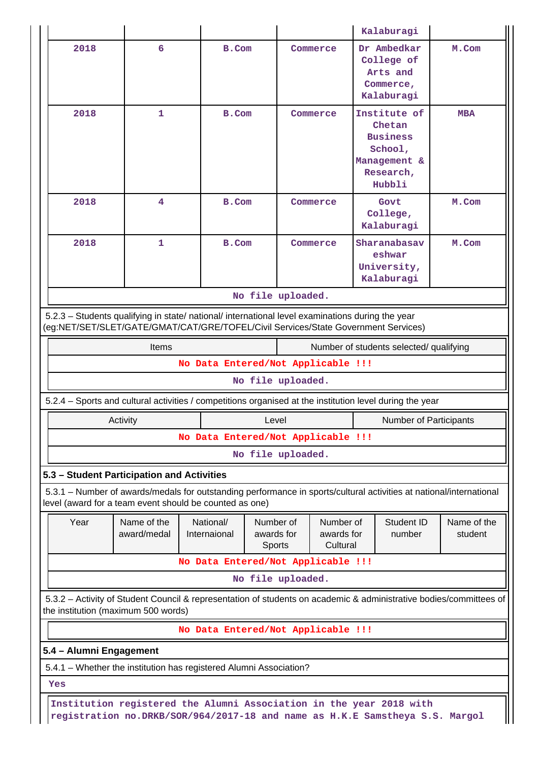| | | | | Kalaburagi | |
|---|---|---|---|---|---|
| 2018 | 6 | B.Com | Commerce | Dr Ambedkar College of Arts and Commerce, Kalaburagi | M.Com |
| 2018 | 1 | B.Com | Commerce | Institute of Chetan Business School, Management & Research, Hubbli | MBA |
| 2018 | 4 | B.Com | Commerce | Govt College, Kalaburagi | M.Com |
| 2018 | 1 | B.Com | Commerce | Sharanabasaveshwar University, Kalaburagi | M.Com |

No file uploaded.

5.2.3 – Students qualifying in state/ national/ international level examinations during the year (eg:NET/SET/SLET/GATE/GMAT/CAT/GRE/TOFEL/Civil Services/State Government Services)

| Items | Number of students selected/ qualifying |
|---|---|

No Data Entered/Not Applicable !!!

No file uploaded.

5.2.4 – Sports and cultural activities / competitions organised at the institution level during the year

| Activity | Level | Number of Participants |
|---|---|---|

No Data Entered/Not Applicable !!!

No file uploaded.

### 5.3 – Student Participation and Activities

5.3.1 – Number of awards/medals for outstanding performance in sports/cultural activities at national/international level (award for a team event should be counted as one)

| Year | Name of the award/medal | National/ Internaional | Number of awards for Sports | Number of awards for Cultural | Student ID number | Name of the student |
|---|---|---|---|---|---|---|

No Data Entered/Not Applicable !!!

No file uploaded.

5.3.2 – Activity of Student Council & representation of students on academic & administrative bodies/committees of the institution (maximum 500 words)

No Data Entered/Not Applicable !!!

### 5.4 – Alumni Engagement

5.4.1 – Whether the institution has registered Alumni Association?

Yes

Institution registered the Alumni Association in the year 2018 with registration no.DRKB/SOR/964/2017-18 and name as H.K.E Samstheya S.S. Margol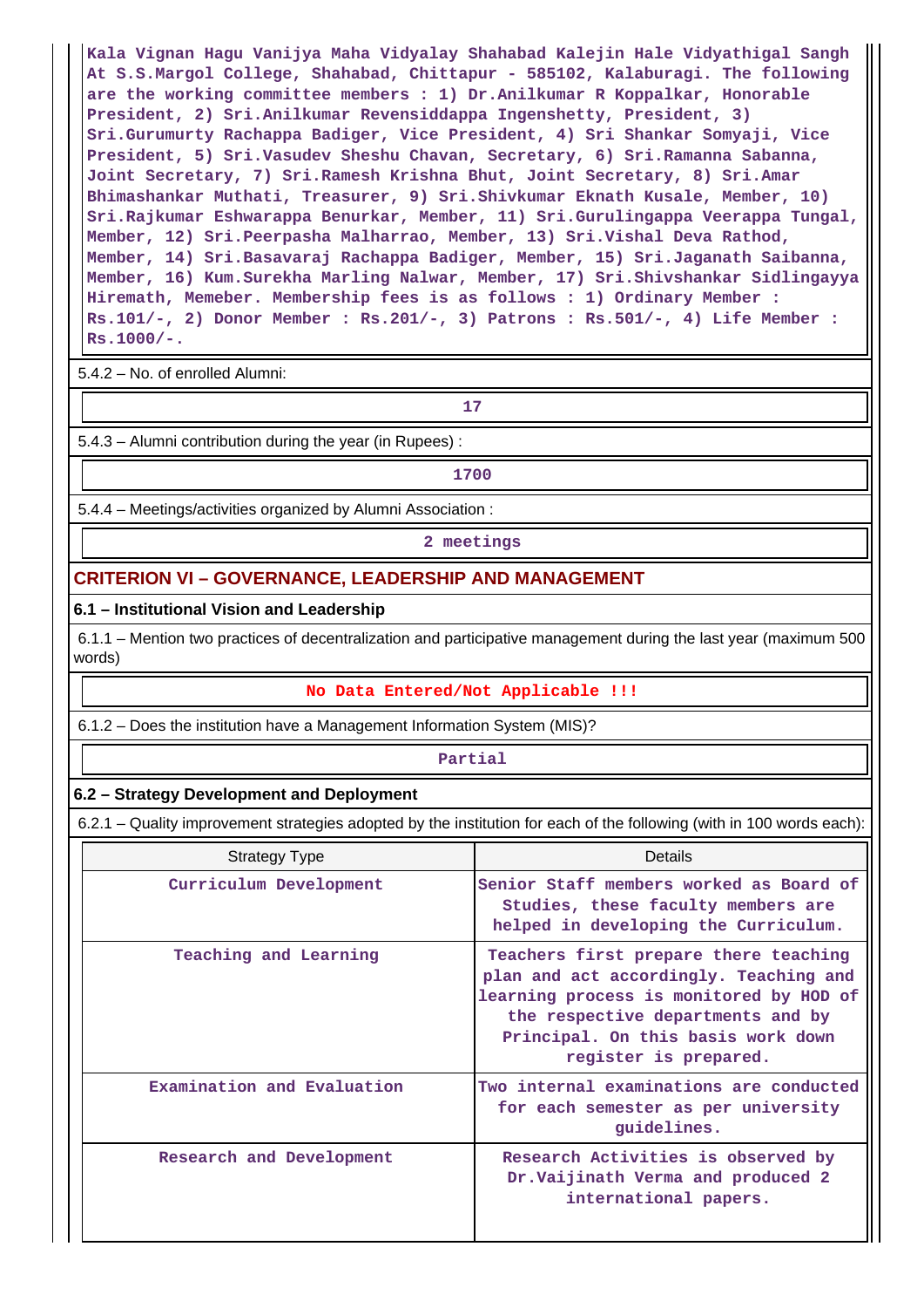Kala Vignan Hagu Vanijya Maha Vidyalay Shahabad Kalejin Hale Vidyathigal Sangh At S.S.Margol College, Shahabad, Chittapur - 585102, Kalaburagi. The following are the working committee members : 1) Dr.Anilkumar R Koppalkar, Honorable President, 2) Sri.Anilkumar Revensiddappa Ingenshetty, President, 3) Sri.Gurumurty Rachappa Badiger, Vice President, 4) Sri Shankar Somyaji, Vice President, 5) Sri.Vasudev Sheshu Chavan, Secretary, 6) Sri.Ramanna Sabanna, Joint Secretary, 7) Sri.Ramesh Krishna Bhut, Joint Secretary, 8) Sri.Amar Bhimashankar Muthati, Treasurer, 9) Sri.Shivkumar Eknath Kusale, Member, 10) Sri.Rajkumar Eshwarappa Benurkar, Member, 11) Sri.Gurulingappa Veerappa Tungal, Member, 12) Sri.Peerpasha Malharrao, Member, 13) Sri.Vishal Deva Rathod, Member, 14) Sri.Basavaraj Rachappa Badiger, Member, 15) Sri.Jaganath Saibanna, Member, 16) Kum.Surekha Marling Nalwar, Member, 17) Sri.Shivshankar Sidlingayya Hiremath, Memeber. Membership fees is as follows : 1) Ordinary Member : Rs.101/-, 2) Donor Member : Rs.201/-, 3) Patrons : Rs.501/-, 4) Life Member : Rs.1000/-.

5.4.2 – No. of enrolled Alumni:

17

5.4.3 – Alumni contribution during the year (in Rupees) :

1700

5.4.4 – Meetings/activities organized by Alumni Association :

2 meetings

## CRITERION VI – GOVERNANCE, LEADERSHIP AND MANAGEMENT

### 6.1 – Institutional Vision and Leadership

6.1.1 – Mention two practices of decentralization and participative management during the last year (maximum 500 words)

No Data Entered/Not Applicable !!!

6.1.2 – Does the institution have a Management Information System (MIS)?

Partial

### 6.2 – Strategy Development and Deployment

6.2.1 – Quality improvement strategies adopted by the institution for each of the following (with in 100 words each):

| Strategy Type | Details |
|---|---|
| Curriculum Development | Senior Staff members worked as Board of Studies, these faculty members are helped in developing the Curriculum. |
| Teaching and Learning | Teachers first prepare there teaching plan and act accordingly. Teaching and learning process is monitored by HOD of the respective departments and by Principal. On this basis work down register is prepared. |
| Examination and Evaluation | Two internal examinations are conducted for each semester as per university guidelines. |
| Research and Development | Research Activities is observed by Dr.Vaijinath Verma and produced 2 international papers. |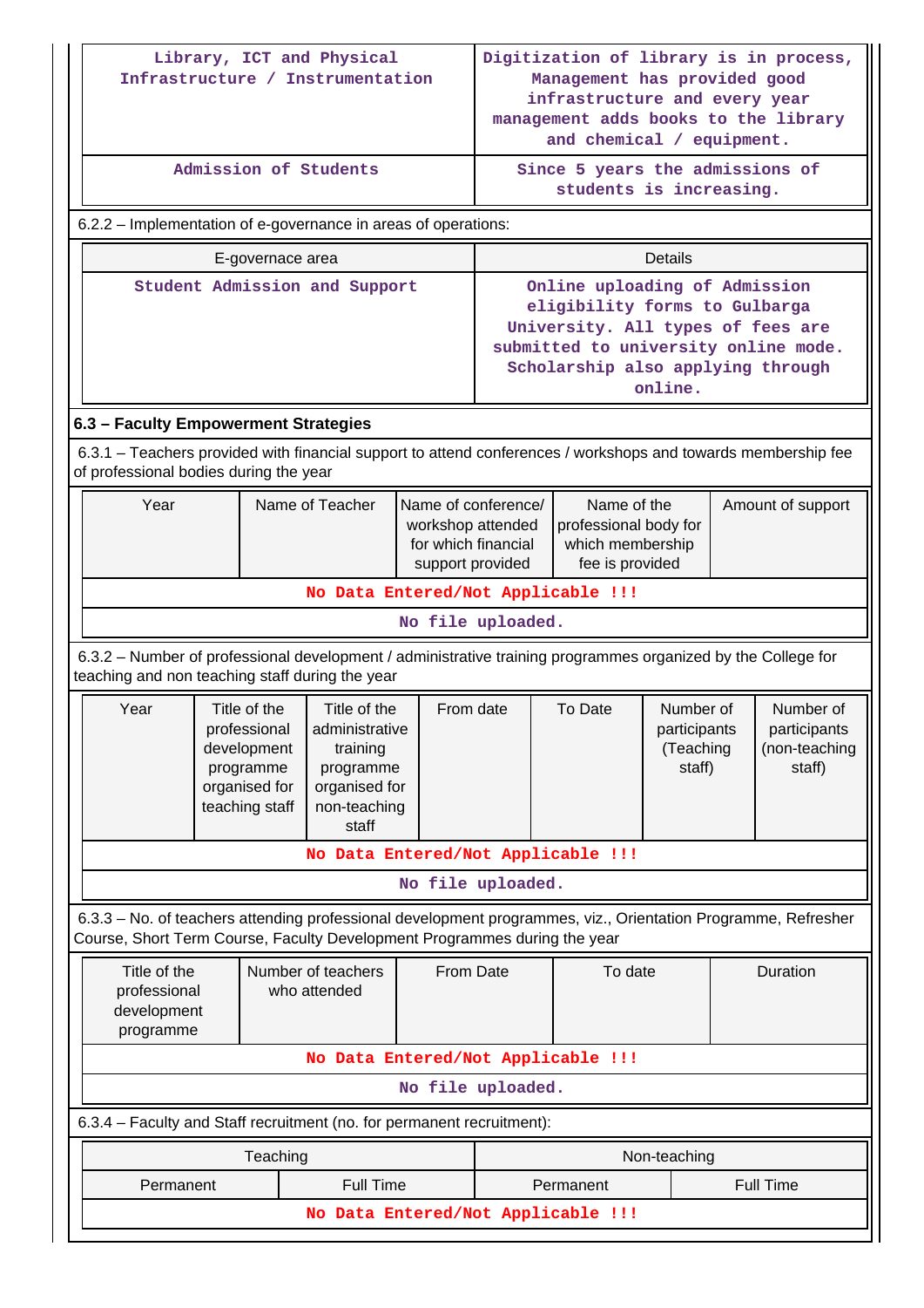| | |
|---|---|
| Library, ICT and Physical Infrastructure / Instrumentation | Digitization of library is in process, Management has provided good infrastructure and every year management adds books to the library and chemical / equipment. |
| Admission of Students | Since 5 years the admissions of students is increasing. |

6.2.2 – Implementation of e-governance in areas of operations:

| E-governace area | Details |
|---|---|
| Student Admission and Support | Online uploading of Admission eligibility forms to Gulbarga University. All types of fees are submitted to university online mode. Scholarship also applying through online. |

### 6.3 – Faculty Empowerment Strategies

6.3.1 – Teachers provided with financial support to attend conferences / workshops and towards membership fee of professional bodies during the year

| Year | Name of Teacher | Name of conference/ workshop attended for which financial support provided | Name of the professional body for which membership fee is provided | Amount of support |
|---|---|---|---|---|
| No Data Entered/Not Applicable !!! | | | | |
| No file uploaded. | | | | |

6.3.2 – Number of professional development / administrative training programmes organized by the College for teaching and non teaching staff during the year

| Year | Title of the professional development programme organised for teaching staff | Title of the administrative training programme organised for non-teaching staff | From date | To Date | Number of participants (Teaching staff) | Number of participants (non-teaching staff) |
|---|---|---|---|---|---|---|
| No Data Entered/Not Applicable !!! | | | | | | |
| No file uploaded. | | | | | | |

6.3.3 – No. of teachers attending professional development programmes, viz., Orientation Programme, Refresher Course, Short Term Course, Faculty Development Programmes during the year

| Title of the professional development programme | Number of teachers who attended | From Date | To date | Duration |
|---|---|---|---|---|
| No Data Entered/Not Applicable !!! | | | | |
| No file uploaded. | | | | |

6.3.4 – Faculty and Staff recruitment (no. for permanent recruitment):

| Teaching | | Non-teaching | |
|---|---|---|---|
| Permanent | Full Time | Permanent | Full Time |
| No Data Entered/Not Applicable !!! | | | |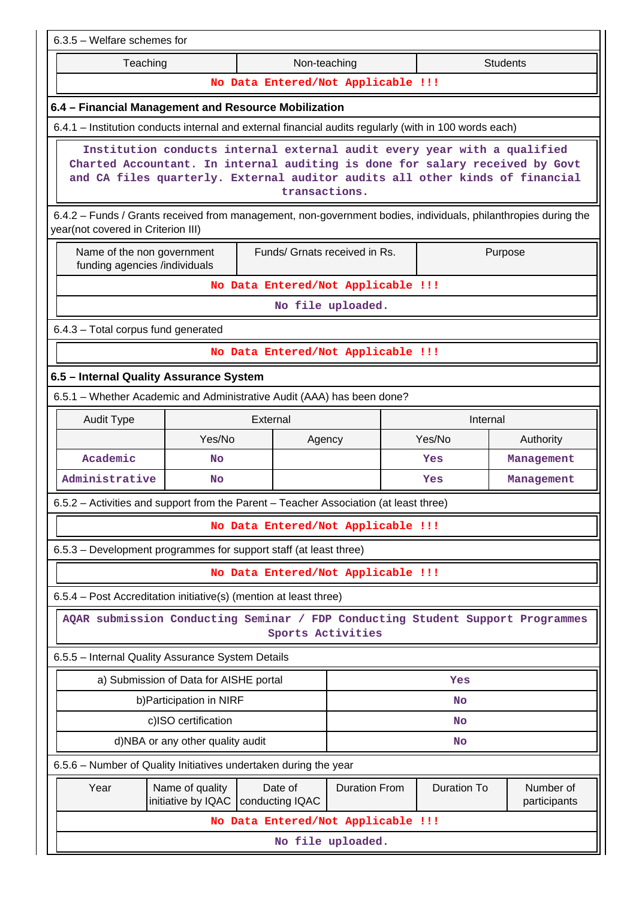6.3.5 – Welfare schemes for

| Teaching | Non-teaching | Students |
|---|---|---|
| No Data Entered/Not Applicable !!! | | |

### 6.4 – Financial Management and Resource Mobilization

6.4.1 – Institution conducts internal and external financial audits regularly (with in 100 words each)

Institution conducts internal external audit every year with a qualified Charted Accountant. In internal auditing is done for salary received by Govt and CA files quarterly. External auditor audits all other kinds of financial transactions.

6.4.2 – Funds / Grants received from management, non-government bodies, individuals, philanthropies during the year(not covered in Criterion III)

| Name of the non government funding agencies /individuals | Funds/ Grnats received in Rs. | Purpose |
|---|---|---|
| No Data Entered/Not Applicable !!! | | |

No file uploaded.

6.4.3 – Total corpus fund generated

No Data Entered/Not Applicable !!!

### 6.5 – Internal Quality Assurance System

6.5.1 – Whether Academic and Administrative Audit (AAA) has been done?

| Audit Type | External | | Internal | |
|---|---|---|---|---|
| | Yes/No | Agency | Yes/No | Authority |
| Academic | No | | Yes | Management |
| Administrative | No | | Yes | Management |

6.5.2 – Activities and support from the Parent – Teacher Association (at least three)

No Data Entered/Not Applicable !!!

6.5.3 – Development programmes for support staff (at least three)

No Data Entered/Not Applicable !!!

6.5.4 – Post Accreditation initiative(s) (mention at least three)

AQAR submission Conducting Seminar / FDP Conducting Student Support Programmes Sports Activities

6.5.5 – Internal Quality Assurance System Details

| | |
|---|---|
| a) Submission of Data for AISHE portal | Yes |
| b)Participation in NIRF | No |
| c)ISO certification | No |
| d)NBA or any other quality audit | No |

6.5.6 – Number of Quality Initiatives undertaken during the year

| Year | Name of quality initiative by IQAC | Date of conducting IQAC | Duration From | Duration To | Number of participants |
|---|---|---|---|---|---|
| No Data Entered/Not Applicable !!! | | | | | |

No file uploaded.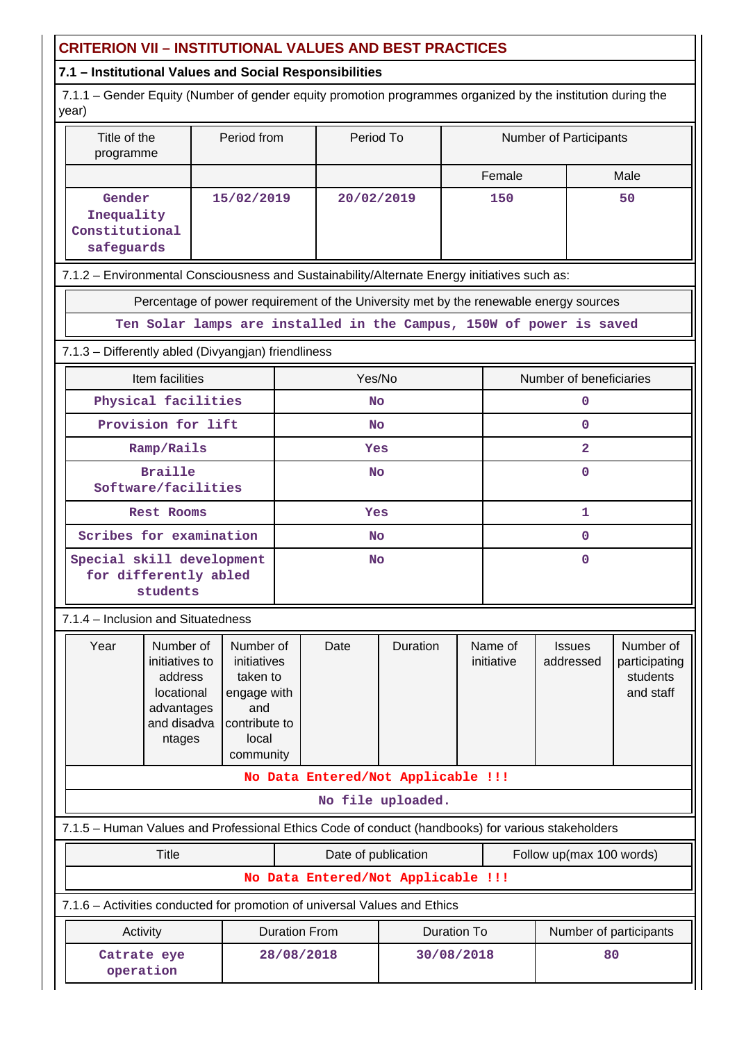## CRITERION VII – INSTITUTIONAL VALUES AND BEST PRACTICES

### 7.1 – Institutional Values and Social Responsibilities

7.1.1 – Gender Equity (Number of gender equity promotion programmes organized by the institution during the year)

| Title of the programme | Period from | Period To | Number of Participants | |
|---|---|---|---|---|
| | | | Female | Male |
| Gender Inequality Constitutional safeguards | 15/02/2019 | 20/02/2019 | 150 | 50 |

7.1.2 – Environmental Consciousness and Sustainability/Alternate Energy initiatives such as:

| Percentage of power requirement of the University met by the renewable energy sources |
|---|
| Ten Solar lamps are installed in the Campus, 150W of power is saved |

7.1.3 – Differently abled (Divyangjan) friendliness

| Item facilities | Yes/No | Number of beneficiaries |
|---|---|---|
| Physical facilities | No | 0 |
| Provision for lift | No | 0 |
| Ramp/Rails | Yes | 2 |
| Braille Software/facilities | No | 0 |
| Rest Rooms | Yes | 1 |
| Scribes for examination | No | 0 |
| Special skill development for differently abled students | No | 0 |

7.1.4 – Inclusion and Situatedness

| Year | Number of initiatives to address locational advantages and disadvantages | Number of initiatives taken to engage with and contribute to local community | Date | Duration | Name of initiative | Issues addressed | Number of participating students and staff |
|---|---|---|---|---|---|---|---|
| No Data Entered/Not Applicable !!! | | | | | | | |
| No file uploaded. | | | | | | | |

7.1.5 – Human Values and Professional Ethics Code of conduct (handbooks) for various stakeholders

| Title | Date of publication | Follow up(max 100 words) |
|---|---|---|
| No Data Entered/Not Applicable !!! | | |

7.1.6 – Activities conducted for promotion of universal Values and Ethics

| Activity | Duration From | Duration To | Number of participants |
|---|---|---|---|
| Catrate eye operation | 28/08/2018 | 30/08/2018 | 80 |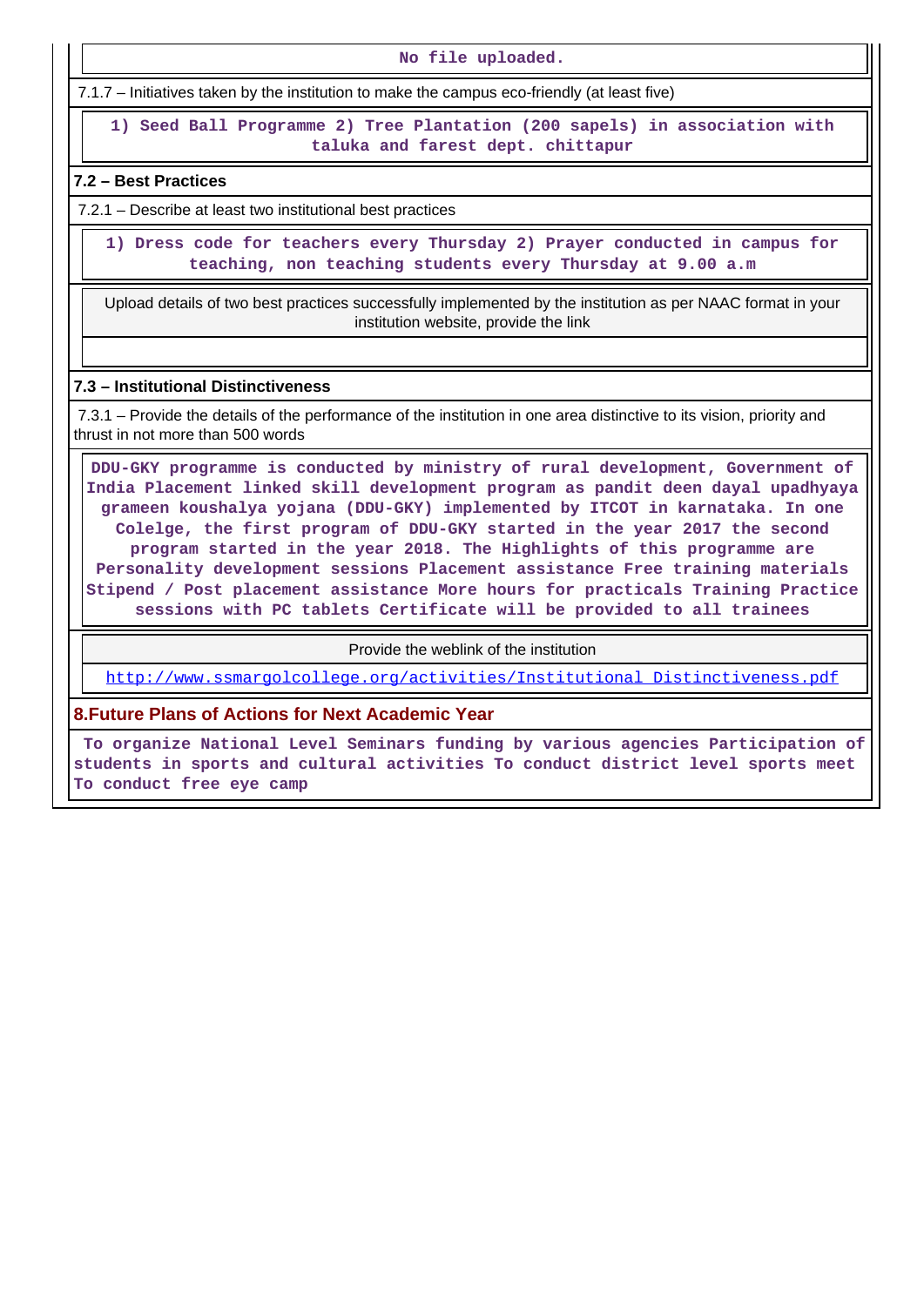No file uploaded.

7.1.7 – Initiatives taken by the institution to make the campus eco-friendly (at least five)

1) Seed Ball Programme 2) Tree Plantation (200 sapels) in association with taluka and farest dept. chittapur

### 7.2 – Best Practices

7.2.1 – Describe at least two institutional best practices

1) Dress code for teachers every Thursday 2) Prayer conducted in campus for teaching, non teaching students every Thursday at 9.00 a.m

Upload details of two best practices successfully implemented by the institution as per NAAC format in your institution website, provide the link

### 7.3 – Institutional Distinctiveness

7.3.1 – Provide the details of the performance of the institution in one area distinctive to its vision, priority and thrust in not more than 500 words

DDU-GKY programme is conducted by ministry of rural development, Government of India Placement linked skill development program as pandit deen dayal upadhyaya grameen koushalya yojana (DDU-GKY) implemented by ITCOT in karnataka. In one Colelge, the first program of DDU-GKY started in the year 2017 the second program started in the year 2018. The Highlights of this programme are Personality development sessions Placement assistance Free training materials Stipend / Post placement assistance More hours for practicals Training Practice sessions with PC tablets Certificate will be provided to all trainees

Provide the weblink of the institution

http://www.ssmargolcollege.org/activities/Institutional_Distinctiveness.pdf

## 8.Future Plans of Actions for Next Academic Year

To organize National Level Seminars funding by various agencies Participation of students in sports and cultural activities To conduct district level sports meet To conduct free eye camp